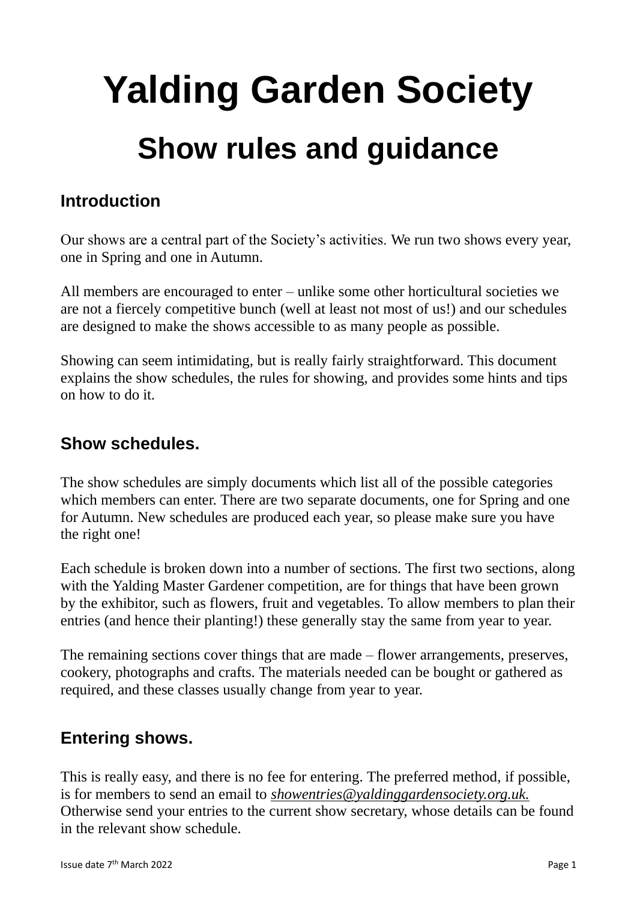# Yalding Garden Society

## Show rules and guidance

### Introduction

Our shows are a central part of the Society's activities. We run two shows every year, one in Spring and one in Autumn.

All members are encouraged to enter – unlike some other horticultural societies we are not a fiercely competitive bunch (well at least not most of us!) and our schedules are designed to make the shows accessible to as many people as possible.

Showing can seem intimidating, but is really fairly straightforward. This document explains the show schedules, the rules for showing, and provides some hints and tips on how to do it.

### Show schedules.

The show schedules are simply documents which list all of the possible categories which members can enter. There are two separate documents, one for Spring and one for Autumn. New schedules are produced each year, so please make sure you have the right one!

Each schedule is broken down into a number of sections. The first two sections, along with the Yalding Master Gardener competition, are for things that have been grown by the exhibitor, such as flowers, fruit and vegetables. To allow members to plan their entries (and hence their planting!) these generally stay the same from year to year.

The remaining sections cover things that are made – flower arrangements, preserves, cookery, photographs and crafts. The materials needed can be bought or gathered as required, and these classes usually change from year to year.

### Entering shows.

This is really easy, and there is no fee for entering. The preferred method, if possible, is for members to send an email to *showentries@yaldinggardensociety.org.uk.* Otherwise send your entries to the current show secretary, whose details can be found in the relevant show schedule.

Issue date 7th March 2022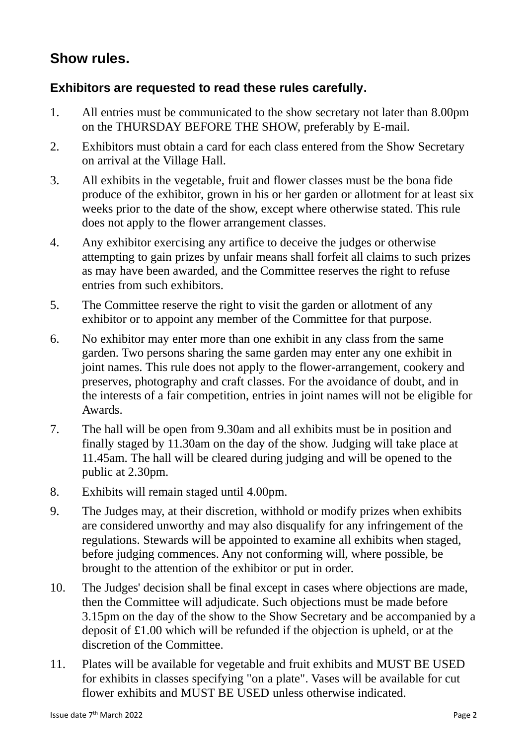## Show rules.

### Exhibitors are requested to read these rules carefully.

1. All entries must be communicated to the show secretary not later than 8.00pm on the THURSDAY BEFORE THE SHOW, preferably by E-mail.
2. Exhibitors must obtain a card for each class entered from the Show Secretary on arrival at the Village Hall.
3. All exhibits in the vegetable, fruit and flower classes must be the bona fide produce of the exhibitor, grown in his or her garden or allotment for at least six weeks prior to the date of the show, except where otherwise stated. This rule does not apply to the flower arrangement classes.
4. Any exhibitor exercising any artifice to deceive the judges or otherwise attempting to gain prizes by unfair means shall forfeit all claims to such prizes as may have been awarded, and the Committee reserves the right to refuse entries from such exhibitors.
5. The Committee reserve the right to visit the garden or allotment of any exhibitor or to appoint any member of the Committee for that purpose.
6. No exhibitor may enter more than one exhibit in any class from the same garden. Two persons sharing the same garden may enter any one exhibit in joint names. This rule does not apply to the flower-arrangement, cookery and preserves, photography and craft classes. For the avoidance of doubt, and in the interests of a fair competition, entries in joint names will not be eligible for Awards.
7. The hall will be open from 9.30am and all exhibits must be in position and finally staged by 11.30am on the day of the show. Judging will take place at 11.45am. The hall will be cleared during judging and will be opened to the public at 2.30pm.
8. Exhibits will remain staged until 4.00pm.
9. The Judges may, at their discretion, withhold or modify prizes when exhibits are considered unworthy and may also disqualify for any infringement of the regulations. Stewards will be appointed to examine all exhibits when staged, before judging commences. Any not conforming will, where possible, be brought to the attention of the exhibitor or put in order.
10. The Judges' decision shall be final except in cases where objections are made, then the Committee will adjudicate. Such objections must be made before 3.15pm on the day of the show to the Show Secretary and be accompanied by a deposit of £1.00 which will be refunded if the objection is upheld, or at the discretion of the Committee.
11. Plates will be available for vegetable and fruit exhibits and MUST BE USED for exhibits in classes specifying "on a plate". Vases will be available for cut flower exhibits and MUST BE USED unless otherwise indicated.

Issue date 7th March 2022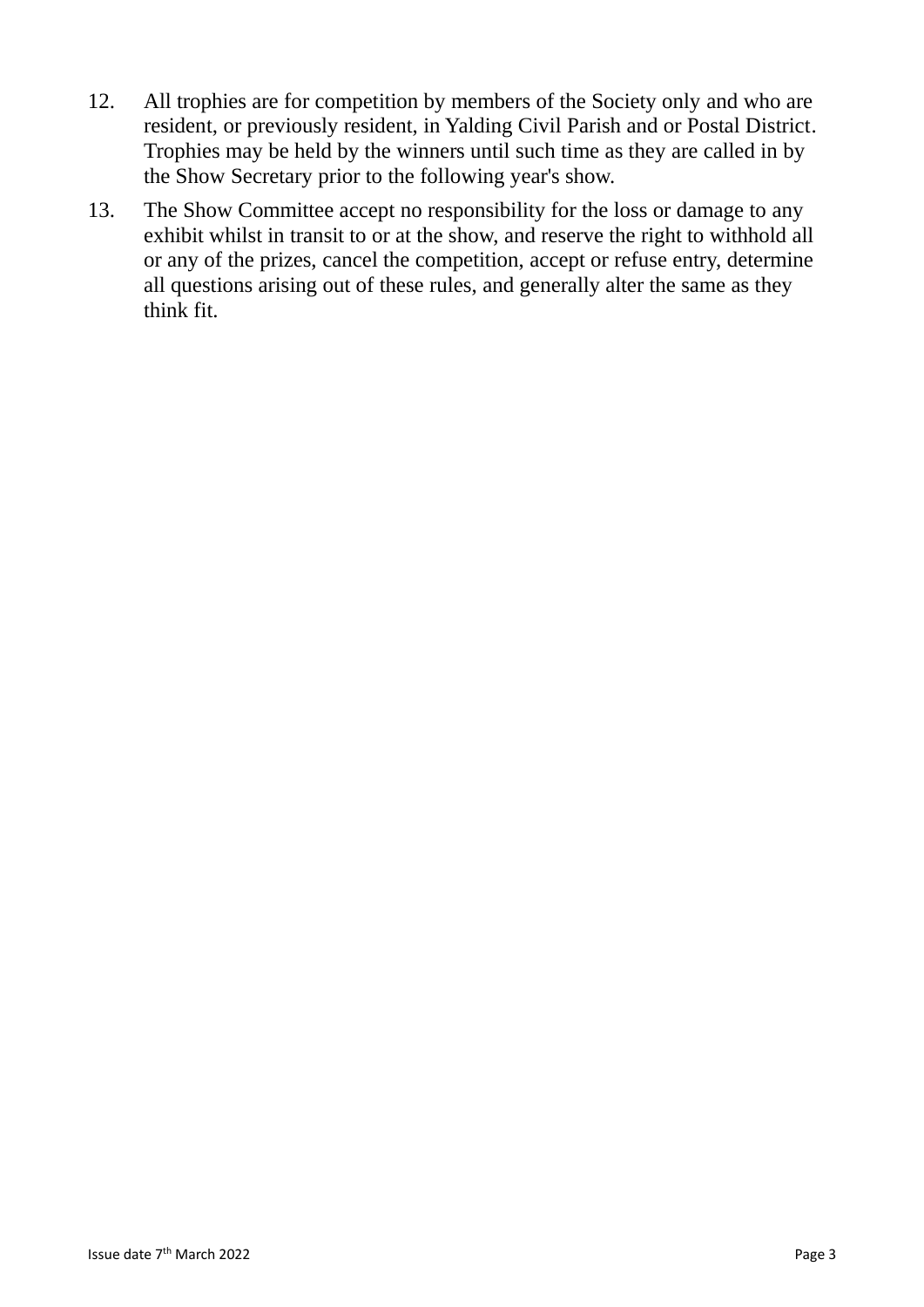12. All trophies are for competition by members of the Society only and who are resident, or previously resident, in Yalding Civil Parish and or Postal District. Trophies may be held by the winners until such time as they are called in by the Show Secretary prior to the following year's show.
13. The Show Committee accept no responsibility for the loss or damage to any exhibit whilst in transit to or at the show, and reserve the right to withhold all or any of the prizes, cancel the competition, accept or refuse entry, determine all questions arising out of these rules, and generally alter the same as they think fit.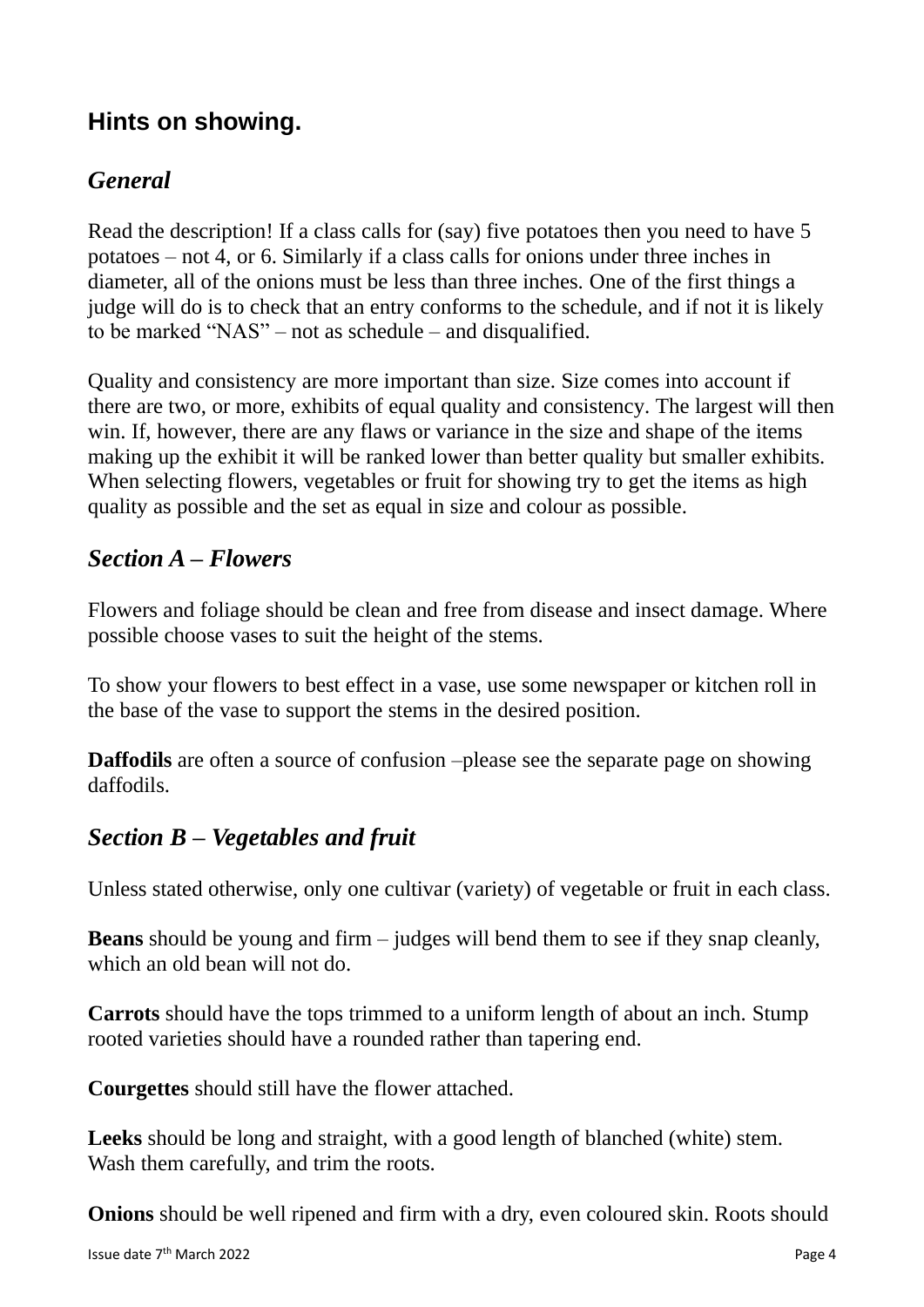## Hints on showing.

### *General*

Read the description! If a class calls for (say) five potatoes then you need to have 5 potatoes – not 4, or 6. Similarly if a class calls for onions under three inches in diameter, all of the onions must be less than three inches. One of the first things a judge will do is to check that an entry conforms to the schedule, and if not it is likely to be marked "NAS" – not as schedule – and disqualified.

Quality and consistency are more important than size. Size comes into account if there are two, or more, exhibits of equal quality and consistency. The largest will then win. If, however, there are any flaws or variance in the size and shape of the items making up the exhibit it will be ranked lower than better quality but smaller exhibits. When selecting flowers, vegetables or fruit for showing try to get the items as high quality as possible and the set as equal in size and colour as possible.

### *Section A – Flowers*

Flowers and foliage should be clean and free from disease and insect damage. Where possible choose vases to suit the height of the stems.

To show your flowers to best effect in a vase, use some newspaper or kitchen roll in the base of the vase to support the stems in the desired position.

**Daffodils** are often a source of confusion –please see the separate page on showing daffodils.

### *Section B – Vegetables and fruit*

Unless stated otherwise, only one cultivar (variety) of vegetable or fruit in each class.

**Beans** should be young and firm – judges will bend them to see if they snap cleanly, which an old bean will not do.

**Carrots** should have the tops trimmed to a uniform length of about an inch. Stump rooted varieties should have a rounded rather than tapering end.

**Courgettes** should still have the flower attached.

**Leeks** should be long and straight, with a good length of blanched (white) stem. Wash them carefully, and trim the roots.

**Onions** should be well ripened and firm with a dry, even coloured skin. Roots should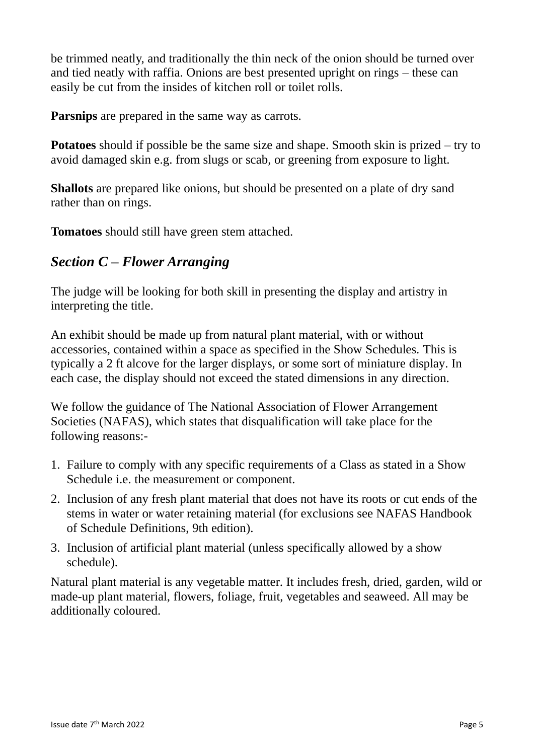be trimmed neatly, and traditionally the thin neck of the onion should be turned over and tied neatly with raffia. Onions are best presented upright on rings – these can easily be cut from the insides of kitchen roll or toilet rolls.

**Parsnips** are prepared in the same way as carrots.

**Potatoes** should if possible be the same size and shape. Smooth skin is prized – try to avoid damaged skin e.g. from slugs or scab, or greening from exposure to light.

**Shallots** are prepared like onions, but should be presented on a plate of dry sand rather than on rings.

**Tomatoes** should still have green stem attached.

## *Section C – Flower Arranging*

The judge will be looking for both skill in presenting the display and artistry in interpreting the title.

An exhibit should be made up from natural plant material, with or without accessories, contained within a space as specified in the Show Schedules. This is typically a 2 ft alcove for the larger displays, or some sort of miniature display. In each case, the display should not exceed the stated dimensions in any direction.

We follow the guidance of The National Association of Flower Arrangement Societies (NAFAS), which states that disqualification will take place for the following reasons:-

1. Failure to comply with any specific requirements of a Class as stated in a Show Schedule i.e. the measurement or component.
2. Inclusion of any fresh plant material that does not have its roots or cut ends of the stems in water or water retaining material (for exclusions see NAFAS Handbook of Schedule Definitions, 9th edition).
3. Inclusion of artificial plant material (unless specifically allowed by a show schedule).

Natural plant material is any vegetable matter. It includes fresh, dried, garden, wild or made-up plant material, flowers, foliage, fruit, vegetables and seaweed. All may be additionally coloured.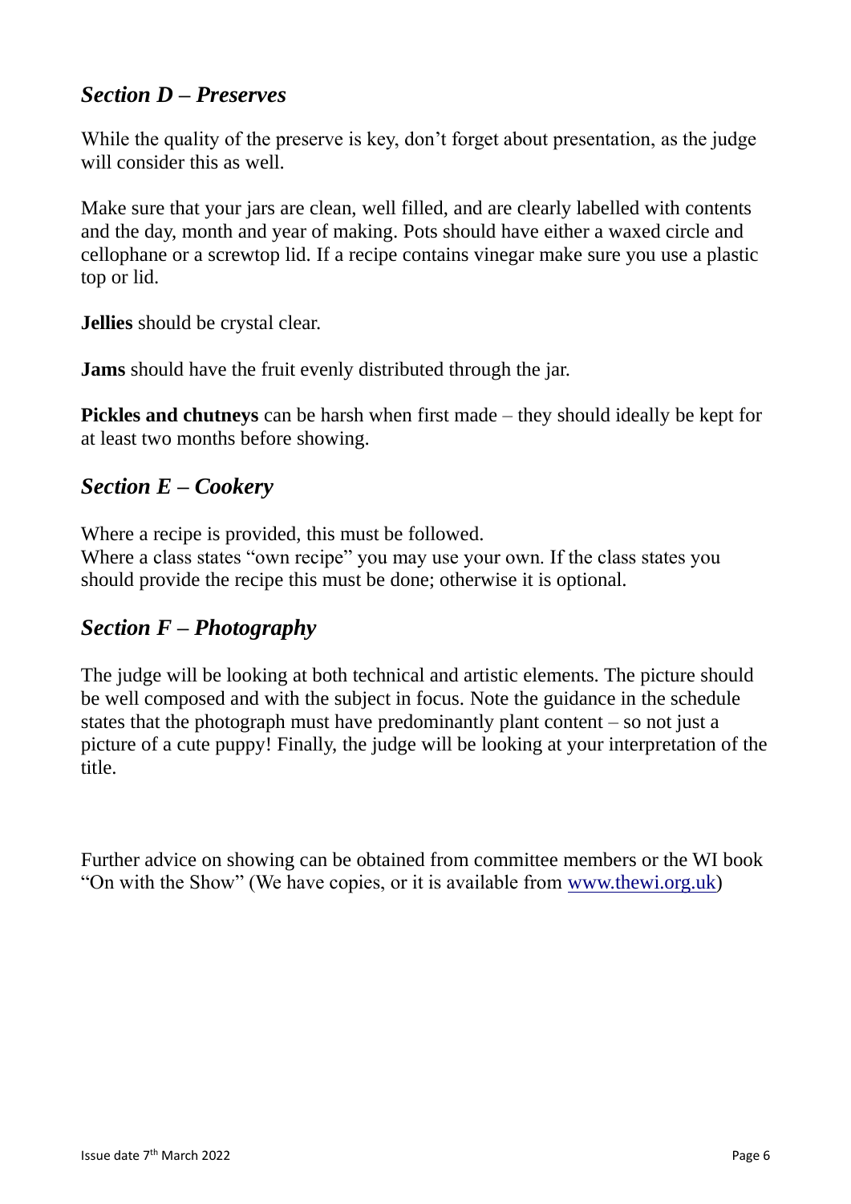## *Section D – Preserves*

While the quality of the preserve is key, don't forget about presentation, as the judge will consider this as well.

Make sure that your jars are clean, well filled, and are clearly labelled with contents and the day, month and year of making. Pots should have either a waxed circle and cellophane or a screwtop lid. If a recipe contains vinegar make sure you use a plastic top or lid.

**Jellies** should be crystal clear.

**Jams** should have the fruit evenly distributed through the jar.

**Pickles and chutneys** can be harsh when first made – they should ideally be kept for at least two months before showing.

## *Section E – Cookery*

Where a recipe is provided, this must be followed.
Where a class states "own recipe" you may use your own. If the class states you should provide the recipe this must be done; otherwise it is optional.

## *Section F – Photography*

The judge will be looking at both technical and artistic elements. The picture should be well composed and with the subject in focus. Note the guidance in the schedule states that the photograph must have predominantly plant content – so not just a picture of a cute puppy! Finally, the judge will be looking at your interpretation of the title.

Further advice on showing can be obtained from committee members or the WI book "On with the Show" (We have copies, or it is available from [www.thewi.org.uk](http://www.thewi.org.uk))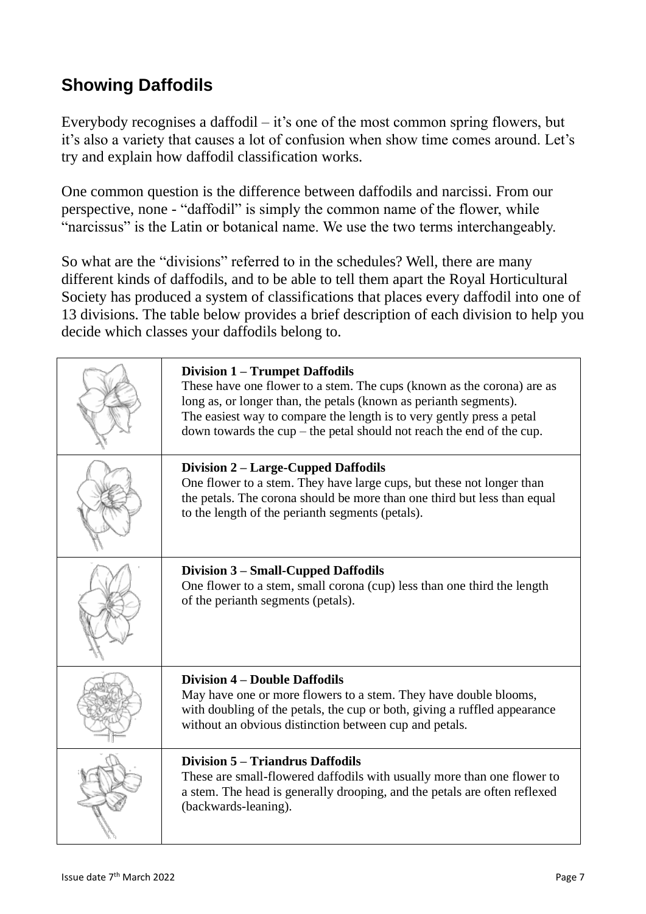## Showing Daffodils

Everybody recognises a daffodil – it's one of the most common spring flowers, but it's also a variety that causes a lot of confusion when show time comes around. Let's try and explain how daffodil classification works.

One common question is the difference between daffodils and narcissi. From our perspective, none - "daffodil" is simply the common name of the flower, while "narcissus" is the Latin or botanical name. We use the two terms interchangeably.

So what are the "divisions" referred to in the schedules? Well, there are many different kinds of daffodils, and to be able to tell them apart the Royal Horticultural Society has produced a system of classifications that places every daffodil into one of 13 divisions. The table below provides a brief description of each division to help you decide which classes your daffodils belong to.

| | |
|---|---|
| | **Division 1 – Trumpet Daffodils**<br>These have one flower to a stem. The cups (known as the corona) are as long as, or longer than, the petals (known as perianth segments). The easiest way to compare the length is to very gently press a petal down towards the cup – the petal should not reach the end of the cup. |
| | **Division 2 – Large-Cupped Daffodils**<br>One flower to a stem. They have large cups, but these not longer than the petals. The corona should be more than one third but less than equal to the length of the perianth segments (petals). |
| | **Division 3 – Small-Cupped Daffodils**<br>One flower to a stem, small corona (cup) less than one third the length of the perianth segments (petals). |
| | **Division 4 – Double Daffodils**<br>May have one or more flowers to a stem. They have double blooms, with doubling of the petals, the cup or both, giving a ruffled appearance without an obvious distinction between cup and petals. |
| | **Division 5 – Triandrus Daffodils**<br>These are small-flowered daffodils with usually more than one flower to a stem. The head is generally drooping, and the petals are often reflexed (backwards-leaning). |

Issue date 7th March 2022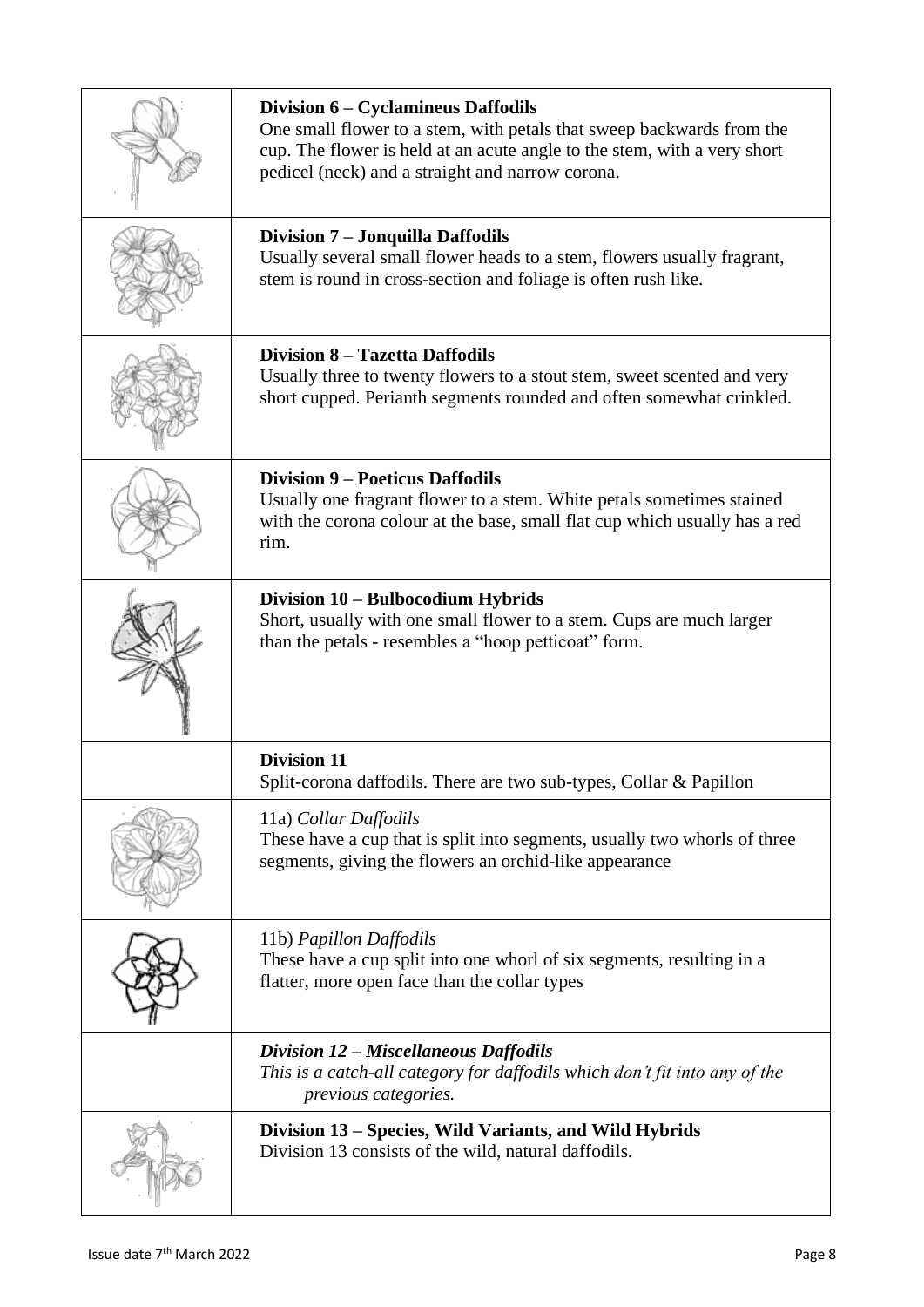| | |
|---|---|
| | **Division 6 – Cyclamineus Daffodils**<br>One small flower to a stem, with petals that sweep backwards from the cup. The flower is held at an acute angle to the stem, with a very short pedicel (neck) and a straight and narrow corona. |
| | **Division 7 – Jonquilla Daffodils**<br>Usually several small flower heads to a stem, flowers usually fragrant, stem is round in cross-section and foliage is often rush like. |
| | **Division 8 – Tazetta Daffodils**<br>Usually three to twenty flowers to a stout stem, sweet scented and very short cupped. Perianth segments rounded and often somewhat crinkled. |
| | **Division 9 – Poeticus Daffodils**<br>Usually one fragrant flower to a stem. White petals sometimes stained with the corona colour at the base, small flat cup which usually has a red rim. |
| | **Division 10 – Bulbocodium Hybrids**<br>Short, usually with one small flower to a stem. Cups are much larger than the petals - resembles a "hoop petticoat" form. |
| | **Division 11**<br>Split-corona daffodils. There are two sub-types, Collar & Papillon |
| | 11a) *Collar Daffodils*<br>These have a cup that is split into segments, usually two whorls of three segments, giving the flowers an orchid-like appearance |
| | 11b) *Papillon Daffodils*<br>These have a cup split into one whorl of six segments, resulting in a flatter, more open face than the collar types |
| | ***Division 12 – Miscellaneous Daffodils***<br>*This is a catch-all category for daffodils which don't fit into any of the previous categories.* |
| | **Division 13 – Species, Wild Variants, and Wild Hybrids**<br>Division 13 consists of the wild, natural daffodils. |

Issue date 7th March 2022